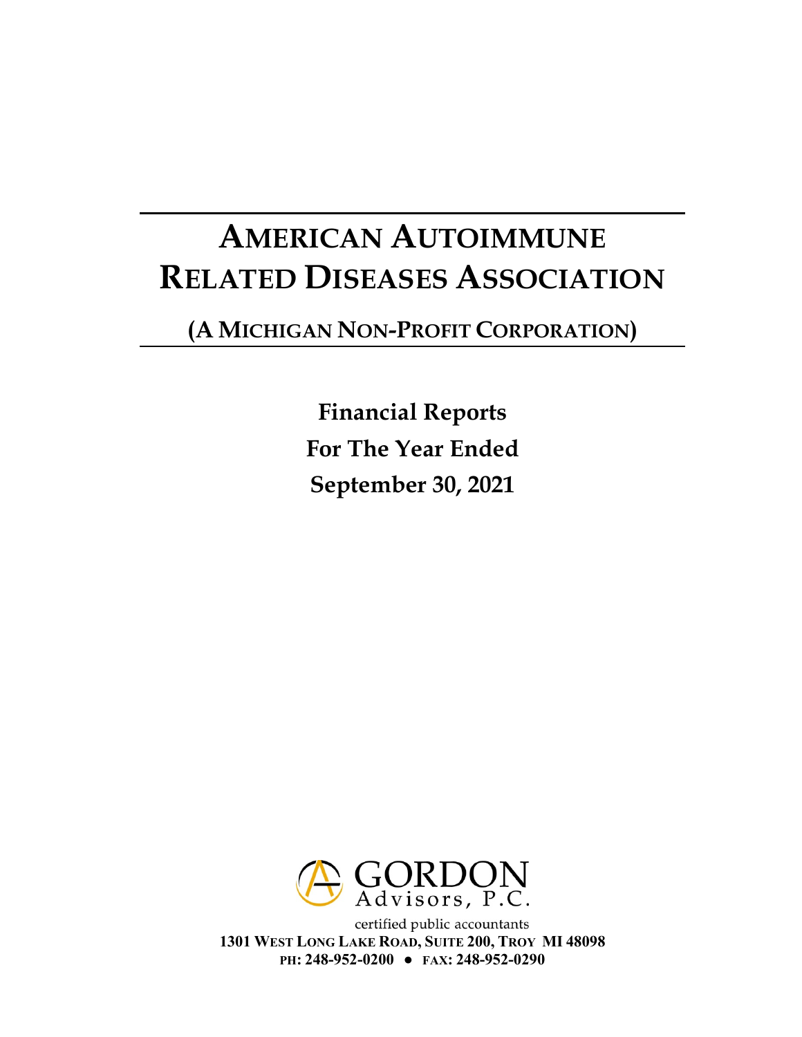# American Autoimmune Related Diseases Association

## (A Michigan Non-Profit Corporation)

**Financial Reports**
**For The Year Ended**
**September 30, 2021**

GORDON
Advisors, P.C.

certified public accountants
**1301 West Long Lake Road, Suite 200, Troy MI 48098**
**PH: 248-952-0200 ● FAX: 248-952-0290**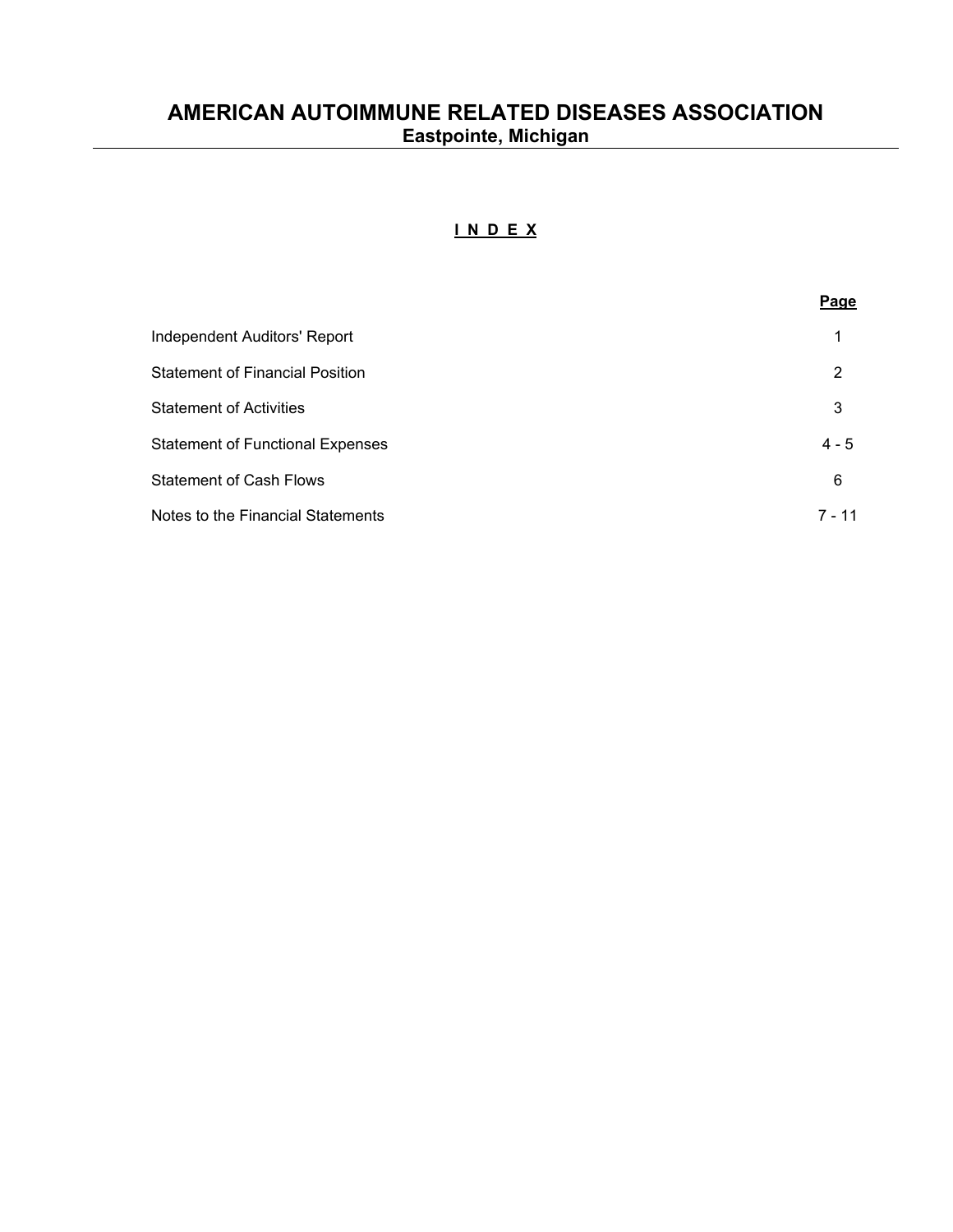# AMERICAN AUTOIMMUNE RELATED DISEASES ASSOCIATION

**Eastpointe, Michigan**

## I N D E X

| | Page |
|---|---|
| Independent Auditors' Report | 1 |
| Statement of Financial Position | 2 |
| Statement of Activities | 3 |
| Statement of Functional Expenses | 4 - 5 |
| Statement of Cash Flows | 6 |
| Notes to the Financial Statements | 7 - 11 |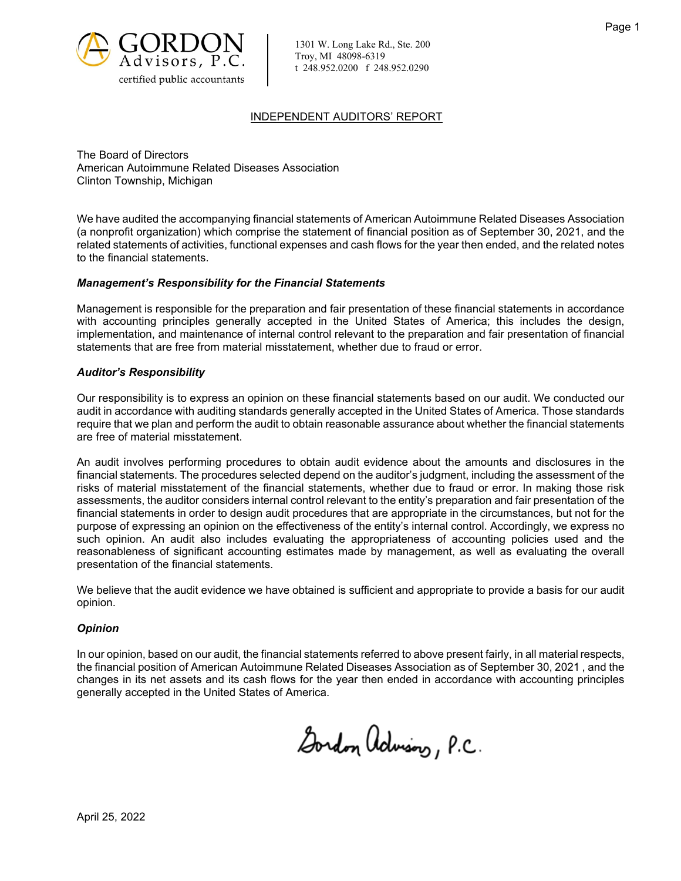GORDON Advisors, P.C.
certified public accountants

1301 W. Long Lake Rd., Ste. 200
Troy, MI 48098-6319
t 248.952.0200 f 248.952.0290

## INDEPENDENT AUDITORS' REPORT

The Board of Directors
American Autoimmune Related Diseases Association
Clinton Township, Michigan

We have audited the accompanying financial statements of American Autoimmune Related Diseases Association (a nonprofit organization) which comprise the statement of financial position as of September 30, 2021, and the related statements of activities, functional expenses and cash flows for the year then ended, and the related notes to the financial statements.

### *Management's Responsibility for the Financial Statements*

Management is responsible for the preparation and fair presentation of these financial statements in accordance with accounting principles generally accepted in the United States of America; this includes the design, implementation, and maintenance of internal control relevant to the preparation and fair presentation of financial statements that are free from material misstatement, whether due to fraud or error.

### *Auditor's Responsibility*

Our responsibility is to express an opinion on these financial statements based on our audit. We conducted our audit in accordance with auditing standards generally accepted in the United States of America. Those standards require that we plan and perform the audit to obtain reasonable assurance about whether the financial statements are free of material misstatement.

An audit involves performing procedures to obtain audit evidence about the amounts and disclosures in the financial statements. The procedures selected depend on the auditor's judgment, including the assessment of the risks of material misstatement of the financial statements, whether due to fraud or error. In making those risk assessments, the auditor considers internal control relevant to the entity's preparation and fair presentation of the financial statements in order to design audit procedures that are appropriate in the circumstances, but not for the purpose of expressing an opinion on the effectiveness of the entity's internal control. Accordingly, we express no such opinion. An audit also includes evaluating the appropriateness of accounting policies used and the reasonableness of significant accounting estimates made by management, as well as evaluating the overall presentation of the financial statements.

We believe that the audit evidence we have obtained is sufficient and appropriate to provide a basis for our audit opinion.

### *Opinion*

In our opinion, based on our audit, the financial statements referred to above present fairly, in all material respects, the financial position of American Autoimmune Related Diseases Association as of September 30, 2021 , and the changes in its net assets and its cash flows for the year then ended in accordance with accounting principles generally accepted in the United States of America.

Gordon Advisors, P.C.

April 25, 2022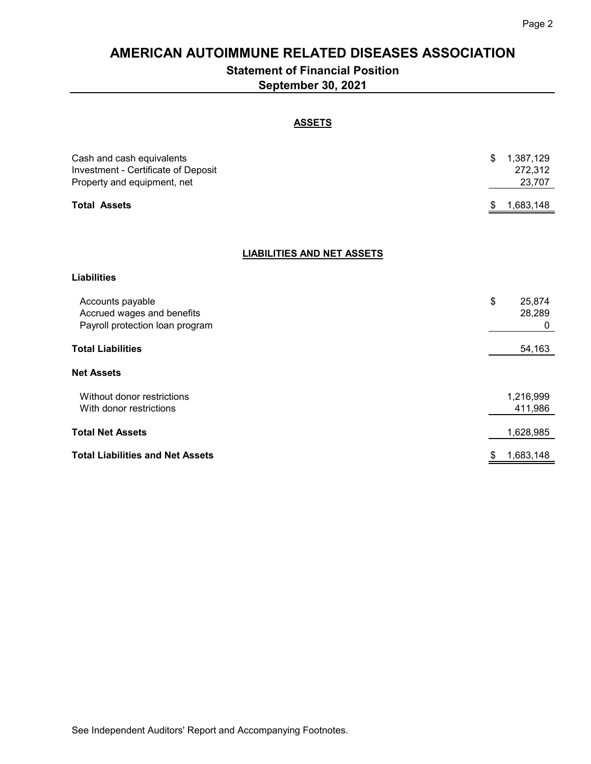# AMERICAN AUTOIMMUNE RELATED DISEASES ASSOCIATION

## Statement of Financial Position

## September 30, 2021

### ASSETS

| | |
|---|---|
| Cash and cash equivalents | $ 1,387,129 |
| Investment - Certificate of Deposit | 272,312 |
| Property and equipment, net | 23,707 |
| **Total Assets** | $ 1,683,148 |

### LIABILITIES AND NET ASSETS

| | |
|---|---|
| **Liabilities** | |
| Accounts payable | $ 25,874 |
| Accrued wages and benefits | 28,289 |
| Payroll protection loan program | 0 |
| **Total Liabilities** | 54,163 |
| **Net Assets** | |
| Without donor restrictions | 1,216,999 |
| With donor restrictions | 411,986 |
| **Total Net Assets** | 1,628,985 |
| **Total Liabilities and Net Assets** | $ 1,683,148 |

See Independent Auditors' Report and Accompanying Footnotes.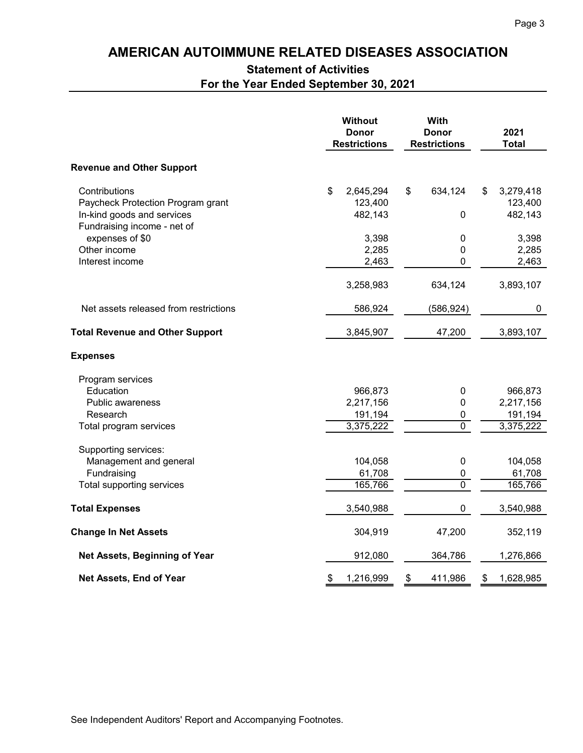# AMERICAN AUTOIMMUNE RELATED DISEASES ASSOCIATION

## Statement of Activities

## For the Year Ended September 30, 2021

| | Without Donor Restrictions | With Donor Restrictions | 2021 Total |
|---|---|---|---|
| **Revenue and Other Support** | | | |
| Contributions | $ 2,645,294 | $ 634,124 | $ 3,279,418 |
| Paycheck Protection Program grant | 123,400 | | 123,400 |
| In-kind goods and services | 482,143 | 0 | 482,143 |
| Fundraising income - net of expenses of $0 | 3,398 | 0 | 3,398 |
| Other income | 2,285 | 0 | 2,285 |
| Interest income | 2,463 | 0 | 2,463 |
| | 3,258,983 | 634,124 | 3,893,107 |
| Net assets released from restrictions | 586,924 | (586,924) | 0 |
| **Total Revenue and Other Support** | 3,845,907 | 47,200 | 3,893,107 |
| **Expenses** | | | |
| Program services | | | |
| Education | 966,873 | 0 | 966,873 |
| Public awareness | 2,217,156 | 0 | 2,217,156 |
| Research | 191,194 | 0 | 191,194 |
| Total program services | 3,375,222 | 0 | 3,375,222 |
| Supporting services: | | | |
| Management and general | 104,058 | 0 | 104,058 |
| Fundraising | 61,708 | 0 | 61,708 |
| Total supporting services | 165,766 | 0 | 165,766 |
| **Total Expenses** | 3,540,988 | 0 | 3,540,988 |
| **Change In Net Assets** | 304,919 | 47,200 | 352,119 |
| **Net Assets, Beginning of Year** | 912,080 | 364,786 | 1,276,866 |
| **Net Assets, End of Year** | $ 1,216,999 | $ 411,986 | $ 1,628,985 |

See Independent Auditors' Report and Accompanying Footnotes.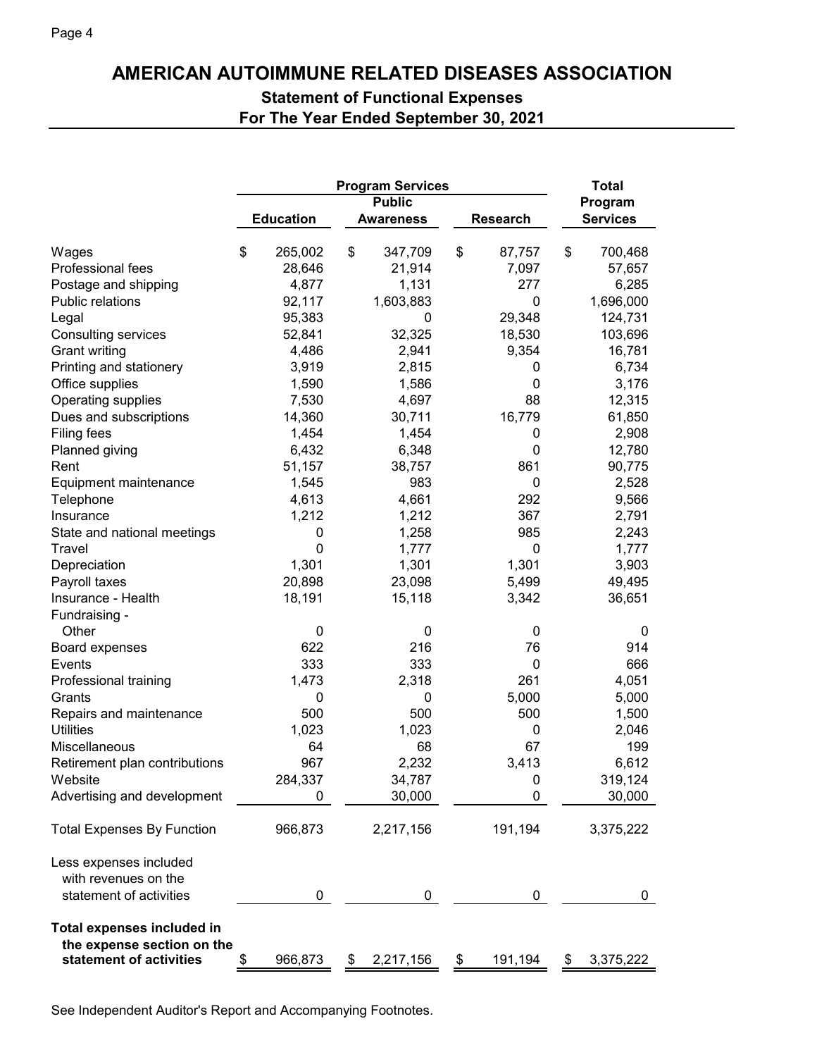# AMERICAN AUTOIMMUNE RELATED DISEASES ASSOCIATION

## Statement of Functional Expenses

## For The Year Ended September 30, 2021

| | Program Services | | | Total |
|---|---|---|---|---|
| | Education | Public Awareness | Research | Program Services |
| Wages | $ 265,002 | $ 347,709 | $ 87,757 | $ 700,468 |
| Professional fees | 28,646 | 21,914 | 7,097 | 57,657 |
| Postage and shipping | 4,877 | 1,131 | 277 | 6,285 |
| Public relations | 92,117 | 1,603,883 | 0 | 1,696,000 |
| Legal | 95,383 | 0 | 29,348 | 124,731 |
| Consulting services | 52,841 | 32,325 | 18,530 | 103,696 |
| Grant writing | 4,486 | 2,941 | 9,354 | 16,781 |
| Printing and stationery | 3,919 | 2,815 | 0 | 6,734 |
| Office supplies | 1,590 | 1,586 | 0 | 3,176 |
| Operating supplies | 7,530 | 4,697 | 88 | 12,315 |
| Dues and subscriptions | 14,360 | 30,711 | 16,779 | 61,850 |
| Filing fees | 1,454 | 1,454 | 0 | 2,908 |
| Planned giving | 6,432 | 6,348 | 0 | 12,780 |
| Rent | 51,157 | 38,757 | 861 | 90,775 |
| Equipment maintenance | 1,545 | 983 | 0 | 2,528 |
| Telephone | 4,613 | 4,661 | 292 | 9,566 |
| Insurance | 1,212 | 1,212 | 367 | 2,791 |
| State and national meetings | 0 | 1,258 | 985 | 2,243 |
| Travel | 0 | 1,777 | 0 | 1,777 |
| Depreciation | 1,301 | 1,301 | 1,301 | 3,903 |
| Payroll taxes | 20,898 | 23,098 | 5,499 | 49,495 |
| Insurance - Health | 18,191 | 15,118 | 3,342 | 36,651 |
| Fundraising - Other | 0 | 0 | 0 | 0 |
| Board expenses | 622 | 216 | 76 | 914 |
| Events | 333 | 333 | 0 | 666 |
| Professional training | 1,473 | 2,318 | 261 | 4,051 |
| Grants | 0 | 0 | 5,000 | 5,000 |
| Repairs and maintenance | 500 | 500 | 500 | 1,500 |
| Utilities | 1,023 | 1,023 | 0 | 2,046 |
| Miscellaneous | 64 | 68 | 67 | 199 |
| Retirement plan contributions | 967 | 2,232 | 3,413 | 6,612 |
| Website | 284,337 | 34,787 | 0 | 319,124 |
| Advertising and development | 0 | 30,000 | 0 | 30,000 |
| Total Expenses By Function | 966,873 | 2,217,156 | 191,194 | 3,375,222 |
| Less expenses included with revenues on the statement of activities | 0 | 0 | 0 | 0 |
| **Total expenses included in the expense section on the statement of activities** | $ 966,873 | $ 2,217,156 | $ 191,194 | $ 3,375,222 |

See Independent Auditor's Report and Accompanying Footnotes.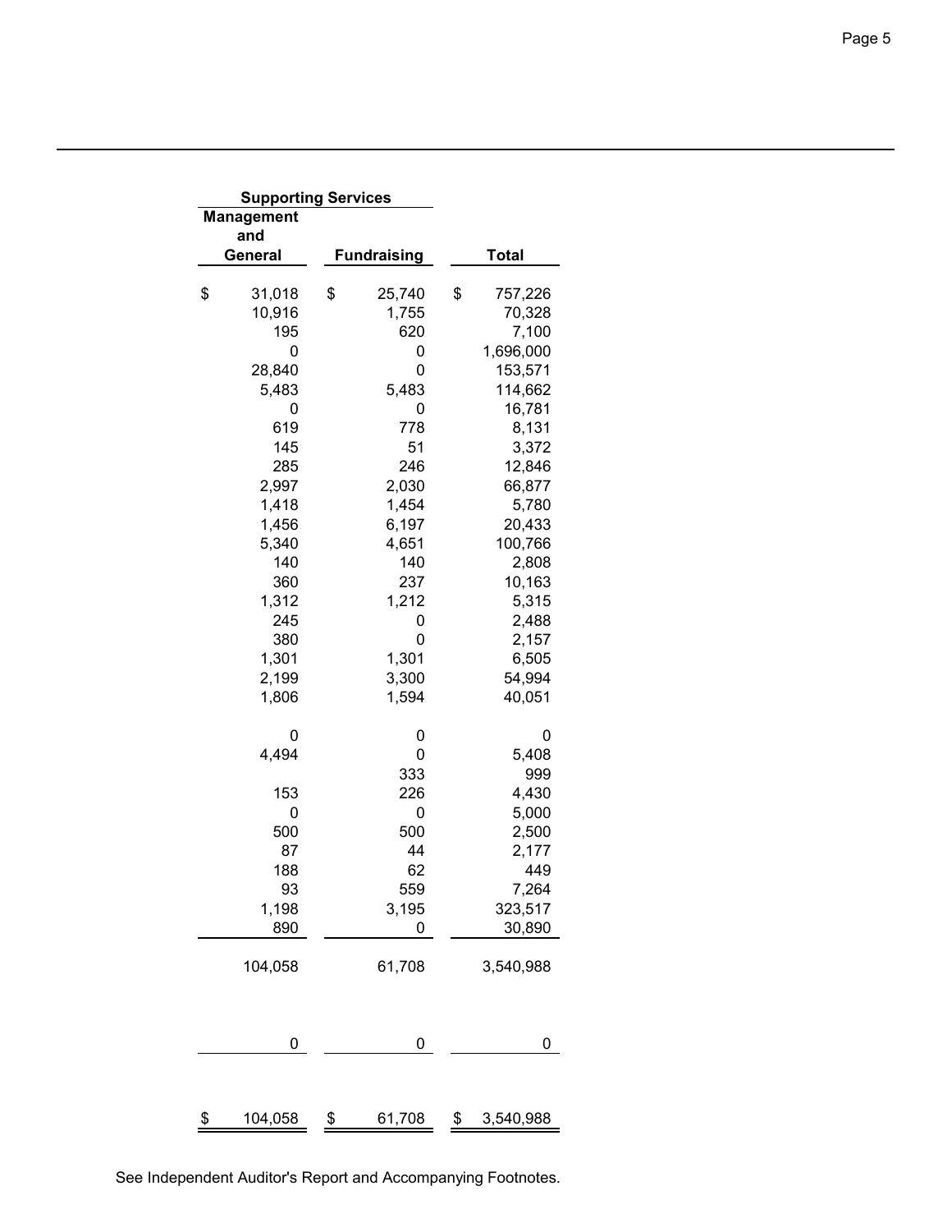| Supporting Services | | |
|---|---|---|
| Management and General | Fundraising | Total |
| $ 31,018 | $ 25,740 | $ 757,226 |
| 10,916 | 1,755 | 70,328 |
| 195 | 620 | 7,100 |
| 0 | 0 | 1,696,000 |
| 28,840 | 0 | 153,571 |
| 5,483 | 5,483 | 114,662 |
| 0 | 0 | 16,781 |
| 619 | 778 | 8,131 |
| 145 | 51 | 3,372 |
| 285 | 246 | 12,846 |
| 2,997 | 2,030 | 66,877 |
| 1,418 | 1,454 | 5,780 |
| 1,456 | 6,197 | 20,433 |
| 5,340 | 4,651 | 100,766 |
| 140 | 140 | 2,808 |
| 360 | 237 | 10,163 |
| 1,312 | 1,212 | 5,315 |
| 245 | 0 | 2,488 |
| 380 | 0 | 2,157 |
| 1,301 | 1,301 | 6,505 |
| 2,199 | 3,300 | 54,994 |
| 1,806 | 1,594 | 40,051 |
| | | |
| 0 | 0 | 0 |
| 4,494 | 0 | 5,408 |
| | 333 | 999 |
| 153 | 226 | 4,430 |
| 0 | 0 | 5,000 |
| 500 | 500 | 2,500 |
| 87 | 44 | 2,177 |
| 188 | 62 | 449 |
| 93 | 559 | 7,264 |
| 1,198 | 3,195 | 323,517 |
| 890 | 0 | 30,890 |
| 104,058 | 61,708 | 3,540,988 |
| | | |
| 0 | 0 | 0 |
| | | |
| $ 104,058 | $ 61,708 | $ 3,540,988 |

See Independent Auditor's Report and Accompanying Footnotes.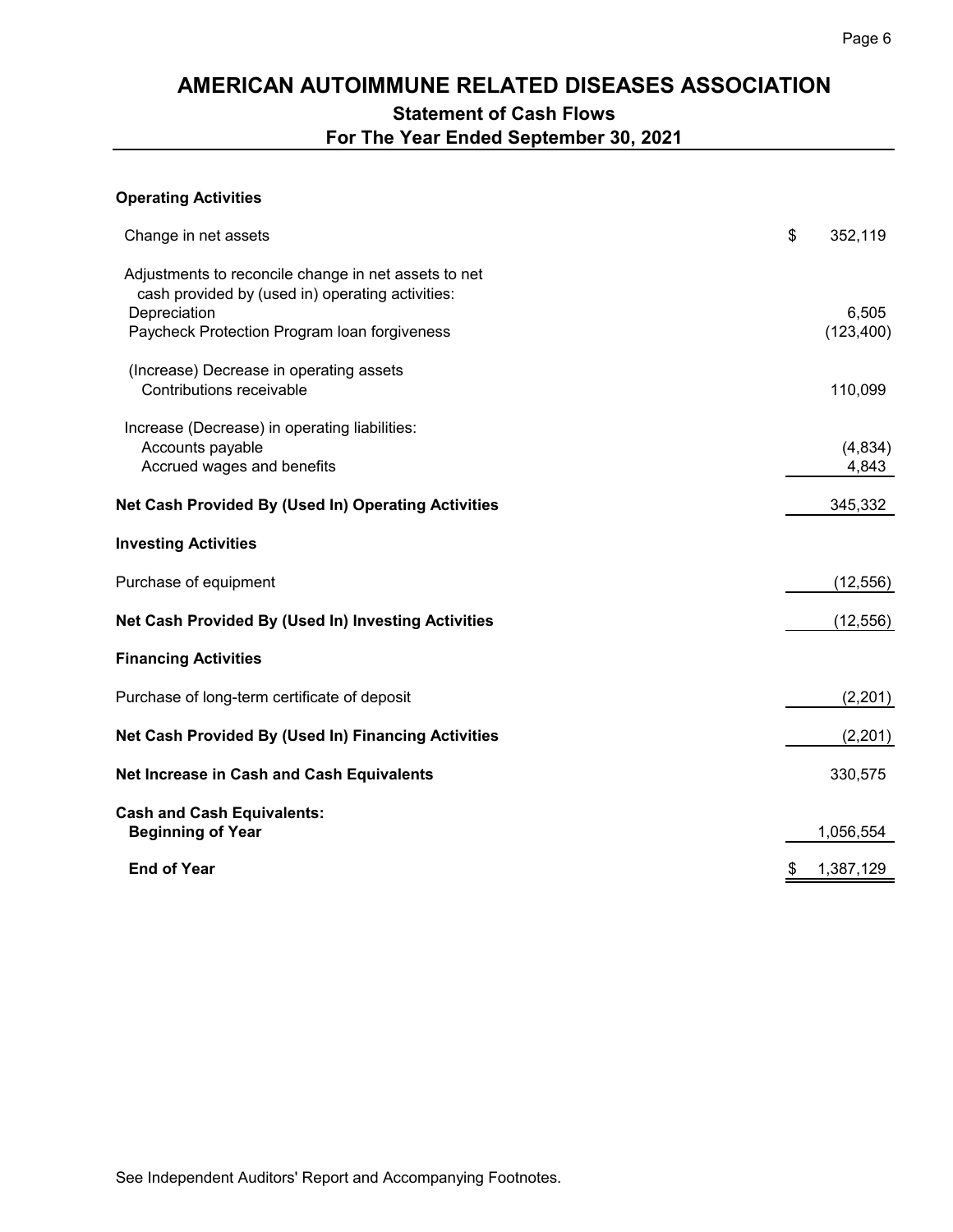# AMERICAN AUTOIMMUNE RELATED DISEASES ASSOCIATION

## Statement of Cash Flows
## For The Year Ended September 30, 2021

| | |
|---|---|
| **Operating Activities** | |
| Change in net assets | $ 352,119 |
| Adjustments to reconcile change in net assets to net cash provided by (used in) operating activities: | |
| Depreciation | 6,505 |
| Paycheck Protection Program loan forgiveness | (123,400) |
| (Increase) Decrease in operating assets | |
| Contributions receivable | 110,099 |
| Increase (Decrease) in operating liabilities: | |
| Accounts payable | (4,834) |
| Accrued wages and benefits | 4,843 |
| **Net Cash Provided By (Used In) Operating Activities** | 345,332 |
| **Investing Activities** | |
| Purchase of equipment | (12,556) |
| **Net Cash Provided By (Used In) Investing Activities** | (12,556) |
| **Financing Activities** | |
| Purchase of long-term certificate of deposit | (2,201) |
| **Net Cash Provided By (Used In) Financing Activities** | (2,201) |
| **Net Increase in Cash and Cash Equivalents** | 330,575 |
| **Cash and Cash Equivalents:** | |
| **Beginning of Year** | 1,056,554 |
| **End of Year** | $ 1,387,129 |

See Independent Auditors' Report and Accompanying Footnotes.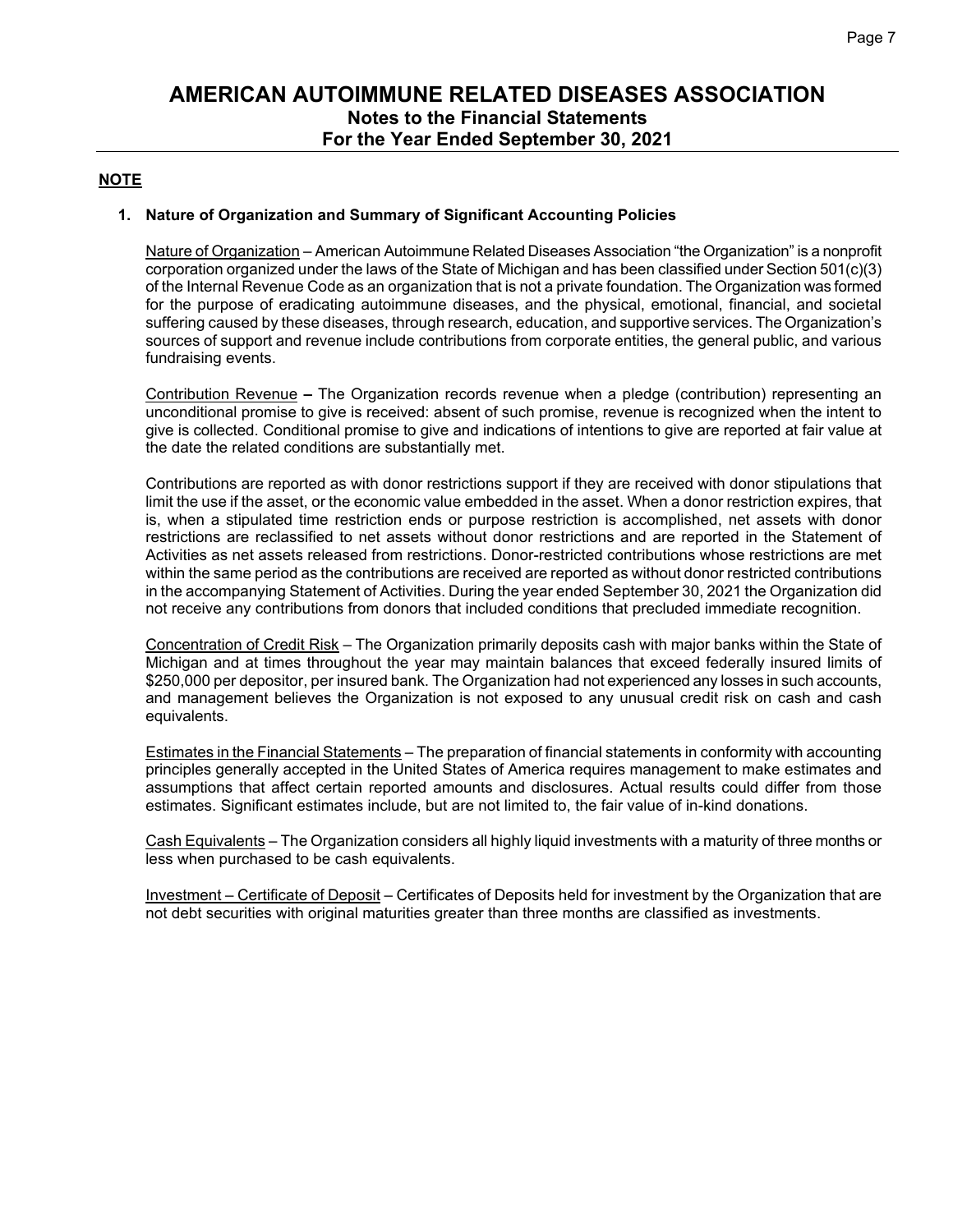# AMERICAN AUTOIMMUNE RELATED DISEASES ASSOCIATION

## Notes to the Financial Statements

## For the Year Ended September 30, 2021

**NOTE**

### 1. Nature of Organization and Summary of Significant Accounting Policies

Nature of Organization – American Autoimmune Related Diseases Association "the Organization" is a nonprofit corporation organized under the laws of the State of Michigan and has been classified under Section 501(c)(3) of the Internal Revenue Code as an organization that is not a private foundation. The Organization was formed for the purpose of eradicating autoimmune diseases, and the physical, emotional, financial, and societal suffering caused by these diseases, through research, education, and supportive services. The Organization's sources of support and revenue include contributions from corporate entities, the general public, and various fundraising events.

Contribution Revenue **–** The Organization records revenue when a pledge (contribution) representing an unconditional promise to give is received: absent of such promise, revenue is recognized when the intent to give is collected. Conditional promise to give and indications of intentions to give are reported at fair value at the date the related conditions are substantially met.

Contributions are reported as with donor restrictions support if they are received with donor stipulations that limit the use if the asset, or the economic value embedded in the asset. When a donor restriction expires, that is, when a stipulated time restriction ends or purpose restriction is accomplished, net assets with donor restrictions are reclassified to net assets without donor restrictions and are reported in the Statement of Activities as net assets released from restrictions. Donor-restricted contributions whose restrictions are met within the same period as the contributions are received are reported as without donor restricted contributions in the accompanying Statement of Activities. During the year ended September 30, 2021 the Organization did not receive any contributions from donors that included conditions that precluded immediate recognition.

Concentration of Credit Risk – The Organization primarily deposits cash with major banks within the State of Michigan and at times throughout the year may maintain balances that exceed federally insured limits of $250,000 per depositor, per insured bank. The Organization had not experienced any losses in such accounts, and management believes the Organization is not exposed to any unusual credit risk on cash and cash equivalents.

Estimates in the Financial Statements – The preparation of financial statements in conformity with accounting principles generally accepted in the United States of America requires management to make estimates and assumptions that affect certain reported amounts and disclosures. Actual results could differ from those estimates. Significant estimates include, but are not limited to, the fair value of in-kind donations.

Cash Equivalents – The Organization considers all highly liquid investments with a maturity of three months or less when purchased to be cash equivalents.

Investment – Certificate of Deposit – Certificates of Deposits held for investment by the Organization that are not debt securities with original maturities greater than three months are classified as investments.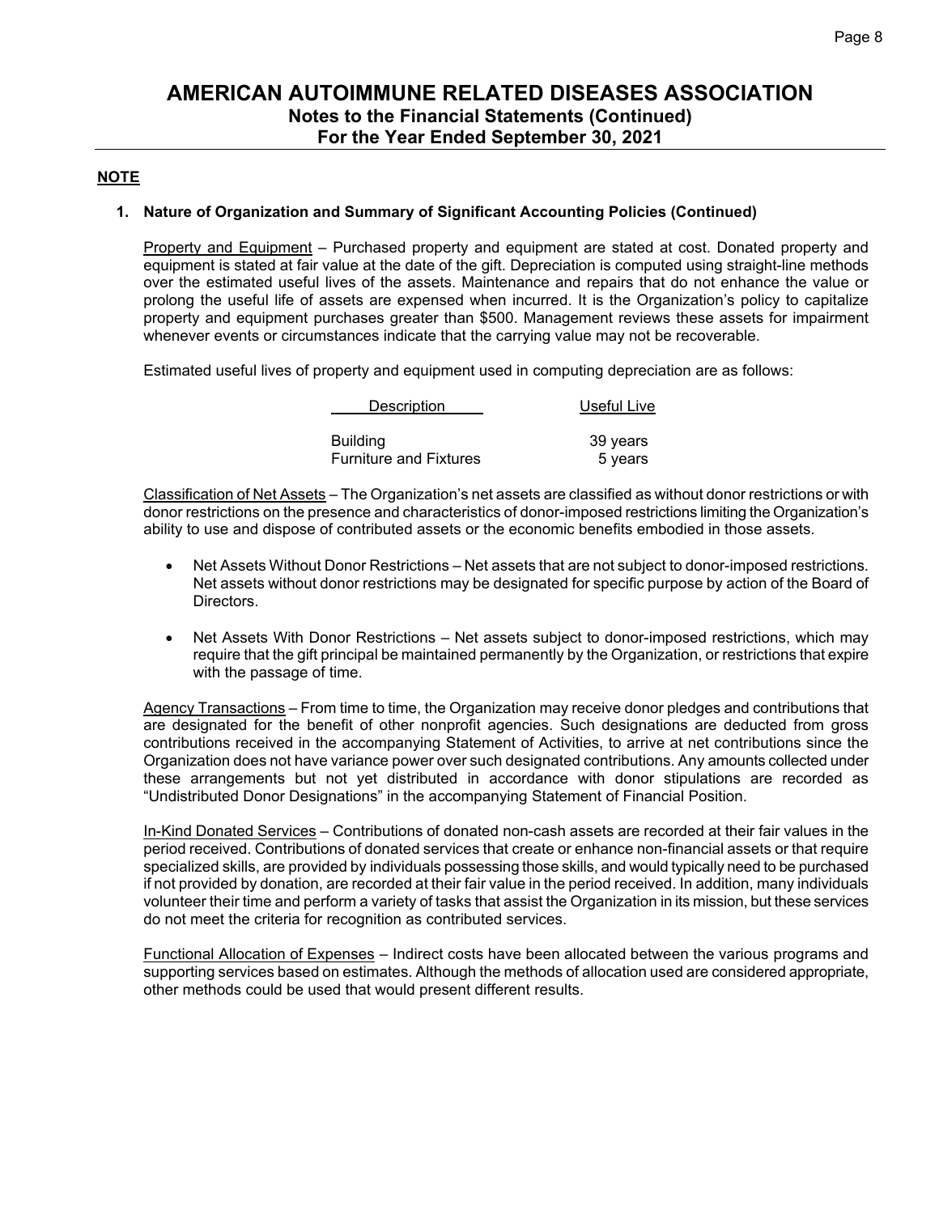# AMERICAN AUTOIMMUNE RELATED DISEASES ASSOCIATION
## Notes to the Financial Statements (Continued)
## For the Year Ended September 30, 2021

**NOTE**

**1. Nature of Organization and Summary of Significant Accounting Policies (Continued)**

Property and Equipment – Purchased property and equipment are stated at cost. Donated property and equipment is stated at fair value at the date of the gift. Depreciation is computed using straight-line methods over the estimated useful lives of the assets. Maintenance and repairs that do not enhance the value or prolong the useful life of assets are expensed when incurred. It is the Organization's policy to capitalize property and equipment purchases greater than $500. Management reviews these assets for impairment whenever events or circumstances indicate that the carrying value may not be recoverable.

Estimated useful lives of property and equipment used in computing depreciation are as follows:

| Description | Useful Live |
|---|---|
| Building | 39 years |
| Furniture and Fixtures | 5 years |

Classification of Net Assets – The Organization's net assets are classified as without donor restrictions or with donor restrictions on the presence and characteristics of donor-imposed restrictions limiting the Organization's ability to use and dispose of contributed assets or the economic benefits embodied in those assets.

- Net Assets Without Donor Restrictions – Net assets that are not subject to donor-imposed restrictions. Net assets without donor restrictions may be designated for specific purpose by action of the Board of Directors.

- Net Assets With Donor Restrictions – Net assets subject to donor-imposed restrictions, which may require that the gift principal be maintained permanently by the Organization, or restrictions that expire with the passage of time.

Agency Transactions – From time to time, the Organization may receive donor pledges and contributions that are designated for the benefit of other nonprofit agencies. Such designations are deducted from gross contributions received in the accompanying Statement of Activities, to arrive at net contributions since the Organization does not have variance power over such designated contributions. Any amounts collected under these arrangements but not yet distributed in accordance with donor stipulations are recorded as "Undistributed Donor Designations" in the accompanying Statement of Financial Position.

In-Kind Donated Services – Contributions of donated non-cash assets are recorded at their fair values in the period received. Contributions of donated services that create or enhance non-financial assets or that require specialized skills, are provided by individuals possessing those skills, and would typically need to be purchased if not provided by donation, are recorded at their fair value in the period received. In addition, many individuals volunteer their time and perform a variety of tasks that assist the Organization in its mission, but these services do not meet the criteria for recognition as contributed services.

Functional Allocation of Expenses – Indirect costs have been allocated between the various programs and supporting services based on estimates. Although the methods of allocation used are considered appropriate, other methods could be used that would present different results.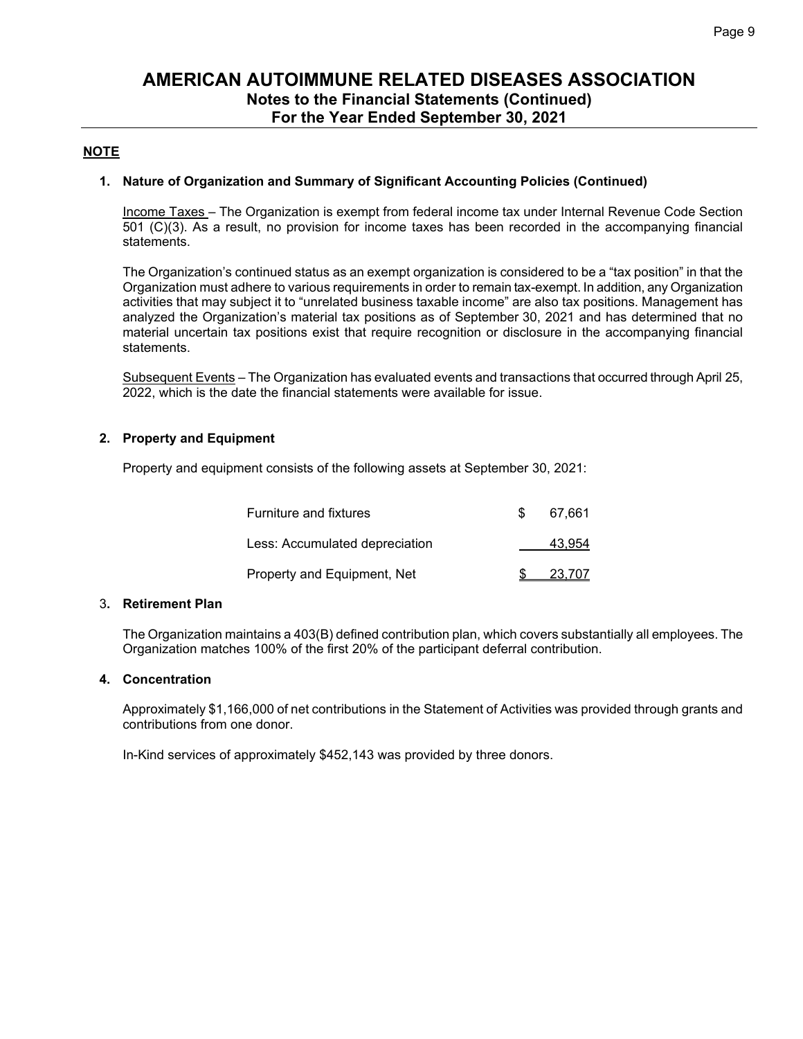# AMERICAN AUTOIMMUNE RELATED DISEASES ASSOCIATION

## Notes to the Financial Statements (Continued)

## For the Year Ended September 30, 2021

**NOTE**

**1. Nature of Organization and Summary of Significant Accounting Policies (Continued)**

Income Taxes – The Organization is exempt from federal income tax under Internal Revenue Code Section 501 (C)(3). As a result, no provision for income taxes has been recorded in the accompanying financial statements.

The Organization's continued status as an exempt organization is considered to be a "tax position" in that the Organization must adhere to various requirements in order to remain tax-exempt. In addition, any Organization activities that may subject it to "unrelated business taxable income" are also tax positions. Management has analyzed the Organization's material tax positions as of September 30, 2021 and has determined that no material uncertain tax positions exist that require recognition or disclosure in the accompanying financial statements.

Subsequent Events – The Organization has evaluated events and transactions that occurred through April 25, 2022, which is the date the financial statements were available for issue.

**2. Property and Equipment**

Property and equipment consists of the following assets at September 30, 2021:

| | |
|---|---|
| Furniture and fixtures | $ 67,661 |
| Less: Accumulated depreciation | 43,954 |
| Property and Equipment, Net | $ 23,707 |

3**. Retirement Plan**

The Organization maintains a 403(B) defined contribution plan, which covers substantially all employees. The Organization matches 100% of the first 20% of the participant deferral contribution.

**4. Concentration**

Approximately $1,166,000 of net contributions in the Statement of Activities was provided through grants and contributions from one donor.

In-Kind services of approximately $452,143 was provided by three donors.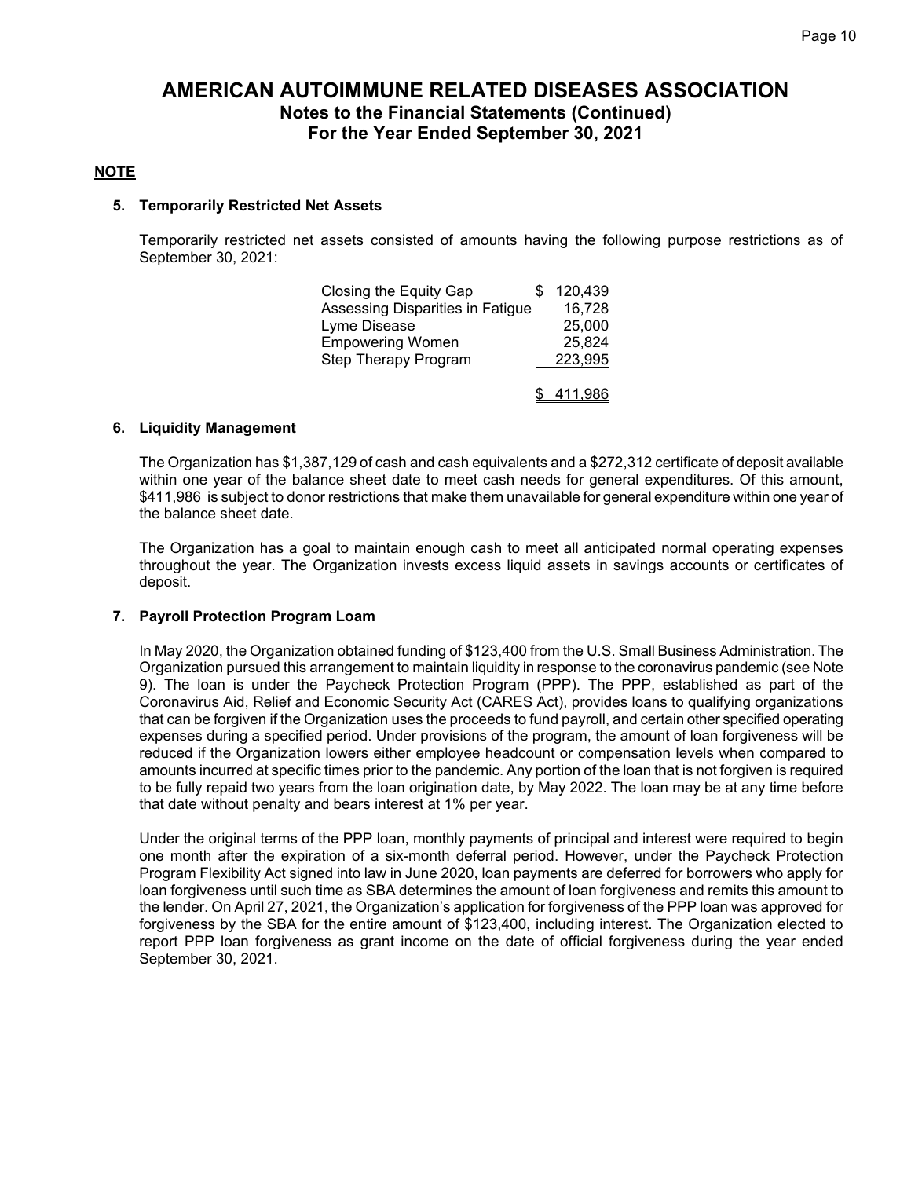# AMERICAN AUTOIMMUNE RELATED DISEASES ASSOCIATION
## Notes to the Financial Statements (Continued)
## For the Year Ended September 30, 2021

**NOTE**

### 5. Temporarily Restricted Net Assets

Temporarily restricted net assets consisted of amounts having the following purpose restrictions as of September 30, 2021:

| | |
|---|---|
| Closing the Equity Gap | $ 120,439 |
| Assessing Disparities in Fatigue | 16,728 |
| Lyme Disease | 25,000 |
| Empowering Women | 25,824 |
| Step Therapy Program | 223,995 |
| | $ 411,986 |

### 6. Liquidity Management

The Organization has $1,387,129 of cash and cash equivalents and a $272,312 certificate of deposit available within one year of the balance sheet date to meet cash needs for general expenditures. Of this amount, $411,986 is subject to donor restrictions that make them unavailable for general expenditure within one year of the balance sheet date.

The Organization has a goal to maintain enough cash to meet all anticipated normal operating expenses throughout the year. The Organization invests excess liquid assets in savings accounts or certificates of deposit.

### 7. Payroll Protection Program Loam

In May 2020, the Organization obtained funding of $123,400 from the U.S. Small Business Administration. The Organization pursued this arrangement to maintain liquidity in response to the coronavirus pandemic (see Note 9). The loan is under the Paycheck Protection Program (PPP). The PPP, established as part of the Coronavirus Aid, Relief and Economic Security Act (CARES Act), provides loans to qualifying organizations that can be forgiven if the Organization uses the proceeds to fund payroll, and certain other specified operating expenses during a specified period. Under provisions of the program, the amount of loan forgiveness will be reduced if the Organization lowers either employee headcount or compensation levels when compared to amounts incurred at specific times prior to the pandemic. Any portion of the loan that is not forgiven is required to be fully repaid two years from the loan origination date, by May 2022. The loan may be at any time before that date without penalty and bears interest at 1% per year.

Under the original terms of the PPP loan, monthly payments of principal and interest were required to begin one month after the expiration of a six-month deferral period. However, under the Paycheck Protection Program Flexibility Act signed into law in June 2020, loan payments are deferred for borrowers who apply for loan forgiveness until such time as SBA determines the amount of loan forgiveness and remits this amount to the lender. On April 27, 2021, the Organization's application for forgiveness of the PPP loan was approved for forgiveness by the SBA for the entire amount of $123,400, including interest. The Organization elected to report PPP loan forgiveness as grant income on the date of official forgiveness during the year ended September 30, 2021.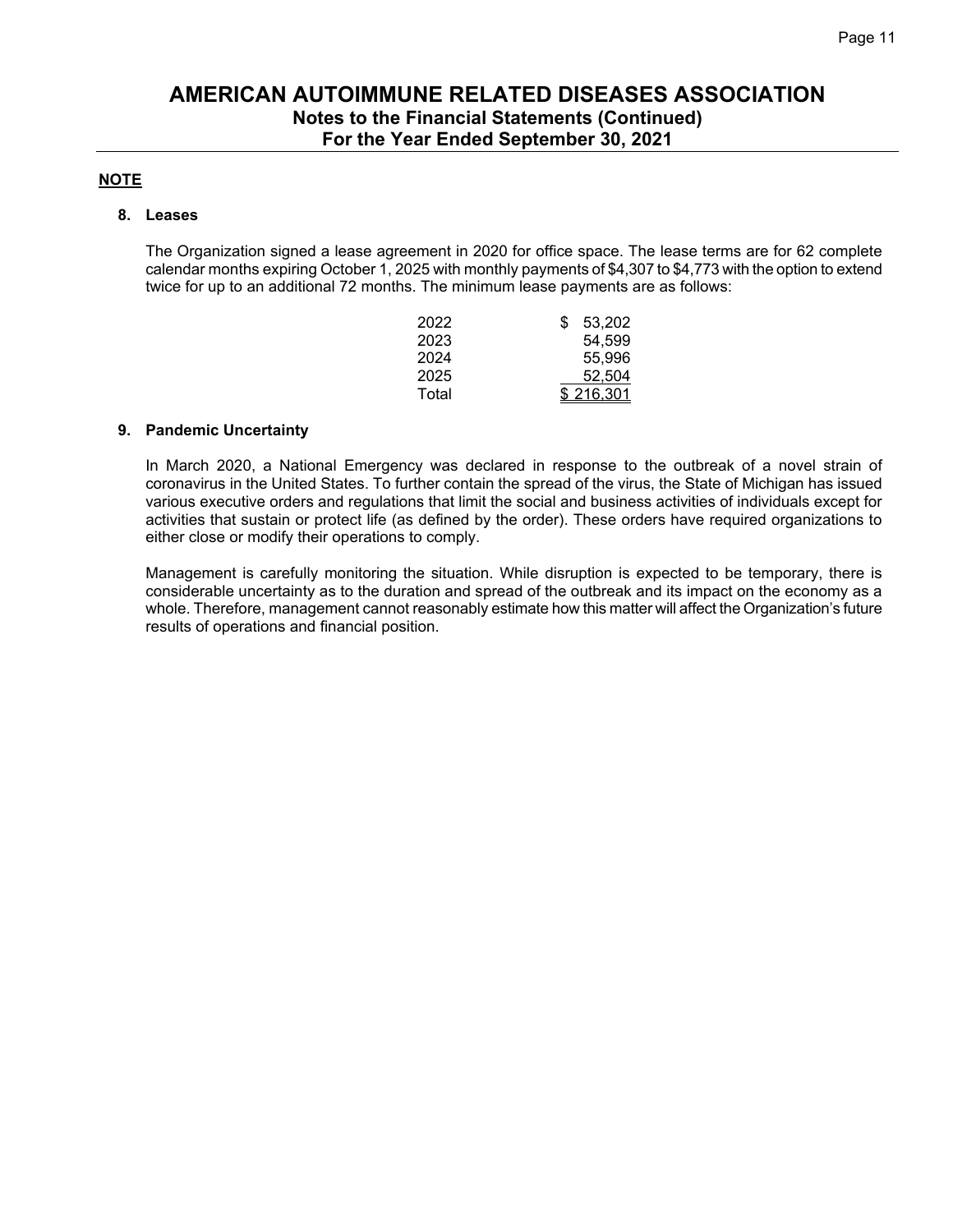# AMERICAN AUTOIMMUNE RELATED DISEASES ASSOCIATION
## Notes to the Financial Statements (Continued)
## For the Year Ended September 30, 2021

**NOTE**

### 8. Leases

The Organization signed a lease agreement in 2020 for office space. The lease terms are for 62 complete calendar months expiring October 1, 2025 with monthly payments of $4,307 to $4,773 with the option to extend twice for up to an additional 72 months. The minimum lease payments are as follows:

| | |
|---|---|
| 2022 | $ 53,202 |
| 2023 | 54,599 |
| 2024 | 55,996 |
| 2025 | 52,504 |
| Total | $ 216,301 |

### 9. Pandemic Uncertainty

In March 2020, a National Emergency was declared in response to the outbreak of a novel strain of coronavirus in the United States. To further contain the spread of the virus, the State of Michigan has issued various executive orders and regulations that limit the social and business activities of individuals except for activities that sustain or protect life (as defined by the order). These orders have required organizations to either close or modify their operations to comply.

Management is carefully monitoring the situation. While disruption is expected to be temporary, there is considerable uncertainty as to the duration and spread of the outbreak and its impact on the economy as a whole. Therefore, management cannot reasonably estimate how this matter will affect the Organization's future results of operations and financial position.